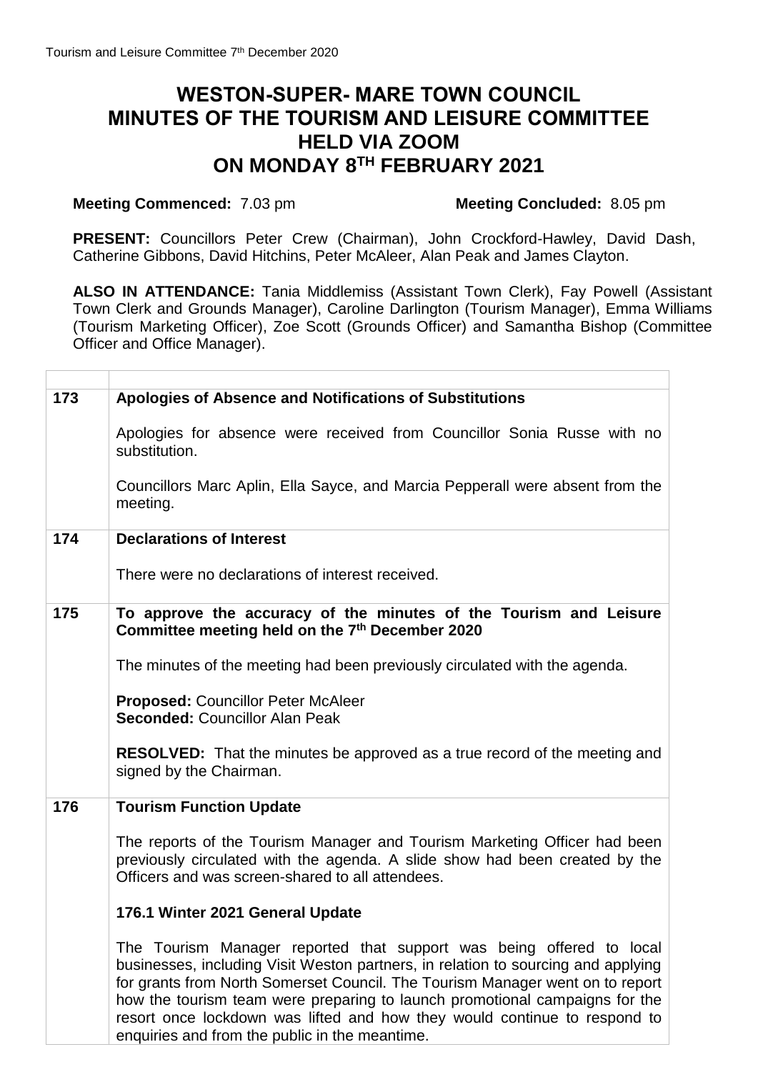# WESTON-SUPER- MARE TOWN COUNCIL
# MINUTES OF THE TOURISM AND LEISURE COMMITTEE
# HELD VIA ZOOM
# ON MONDAY 8TH FEBRUARY 2021

**Meeting Commenced:** 7.03 pm **Meeting Concluded:** 8.05 pm

**PRESENT:** Councillors Peter Crew (Chairman), John Crockford-Hawley, David Dash, Catherine Gibbons, David Hitchins, Peter McAleer, Alan Peak and James Clayton.

**ALSO IN ATTENDANCE:** Tania Middlemiss (Assistant Town Clerk), Fay Powell (Assistant Town Clerk and Grounds Manager), Caroline Darlington (Tourism Manager), Emma Williams (Tourism Marketing Officer), Zoe Scott (Grounds Officer) and Samantha Bishop (Committee Officer and Office Manager).

| | |
|---|---|
| **173** | **Apologies of Absence and Notifications of Substitutions**<br><br>Apologies for absence were received from Councillor Sonia Russe with no substitution.<br><br>Councillors Marc Aplin, Ella Sayce, and Marcia Pepperall were absent from the meeting. |
| **174** | **Declarations of Interest**<br><br>There were no declarations of interest received. |
| **175** | **To approve the accuracy of the minutes of the Tourism and Leisure Committee meeting held on the 7th December 2020**<br><br>The minutes of the meeting had been previously circulated with the agenda.<br><br>**Proposed:** Councillor Peter McAleer<br>**Seconded:** Councillor Alan Peak<br><br>**RESOLVED:** That the minutes be approved as a true record of the meeting and signed by the Chairman. |
| **176** | **Tourism Function Update**<br><br>The reports of the Tourism Manager and Tourism Marketing Officer had been previously circulated with the agenda. A slide show had been created by the Officers and was screen-shared to all attendees.<br><br>**176.1 Winter 2021 General Update**<br><br>The Tourism Manager reported that support was being offered to local businesses, including Visit Weston partners, in relation to sourcing and applying for grants from North Somerset Council. The Tourism Manager went on to report how the tourism team were preparing to launch promotional campaigns for the resort once lockdown was lifted and how they would continue to respond to enquiries and from the public in the meantime. |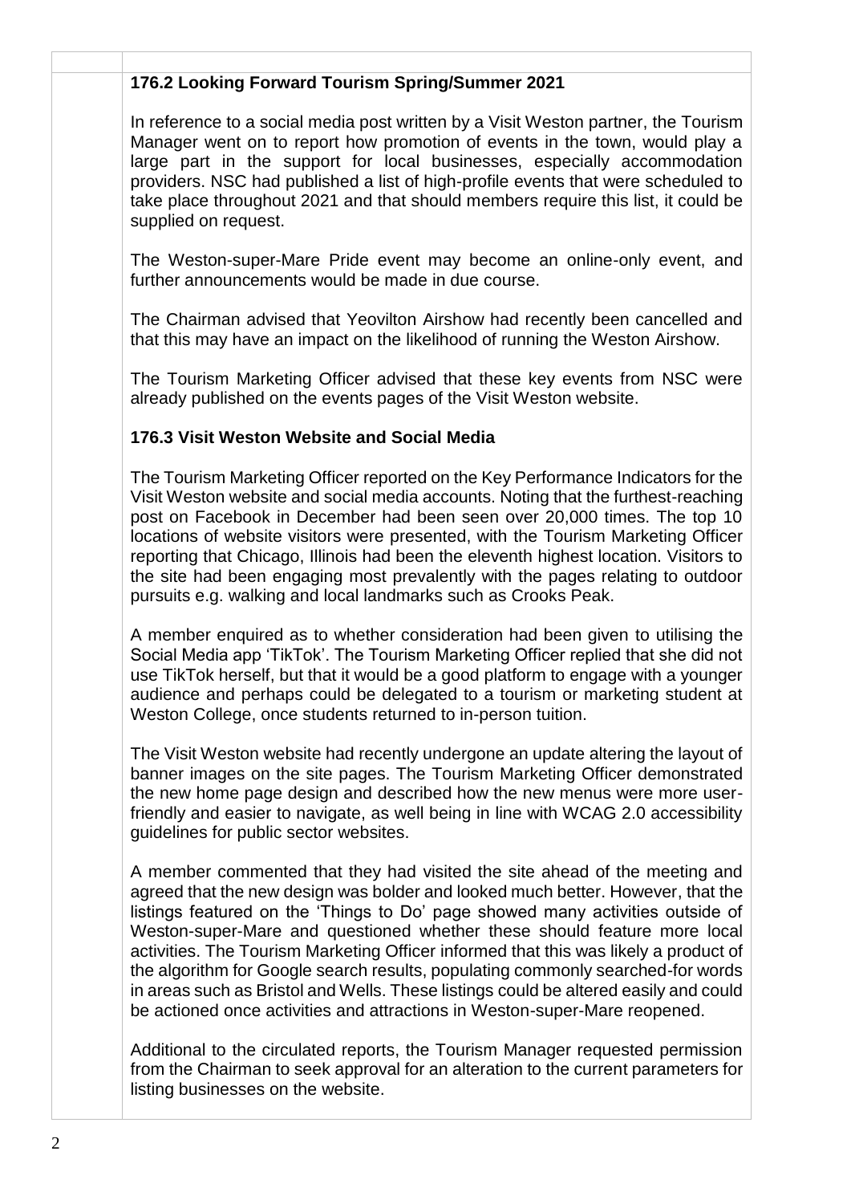### 176.2 Looking Forward Tourism Spring/Summer 2021

In reference to a social media post written by a Visit Weston partner, the Tourism Manager went on to report how promotion of events in the town, would play a large part in the support for local businesses, especially accommodation providers. NSC had published a list of high-profile events that were scheduled to take place throughout 2021 and that should members require this list, it could be supplied on request.

The Weston-super-Mare Pride event may become an online-only event, and further announcements would be made in due course.

The Chairman advised that Yeovilton Airshow had recently been cancelled and that this may have an impact on the likelihood of running the Weston Airshow.

The Tourism Marketing Officer advised that these key events from NSC were already published on the events pages of the Visit Weston website.

### 176.3 Visit Weston Website and Social Media

The Tourism Marketing Officer reported on the Key Performance Indicators for the Visit Weston website and social media accounts. Noting that the furthest-reaching post on Facebook in December had been seen over 20,000 times. The top 10 locations of website visitors were presented, with the Tourism Marketing Officer reporting that Chicago, Illinois had been the eleventh highest location. Visitors to the site had been engaging most prevalently with the pages relating to outdoor pursuits e.g. walking and local landmarks such as Crooks Peak.

A member enquired as to whether consideration had been given to utilising the Social Media app 'TikTok'. The Tourism Marketing Officer replied that she did not use TikTok herself, but that it would be a good platform to engage with a younger audience and perhaps could be delegated to a tourism or marketing student at Weston College, once students returned to in-person tuition.

The Visit Weston website had recently undergone an update altering the layout of banner images on the site pages. The Tourism Marketing Officer demonstrated the new home page design and described how the new menus were more user-friendly and easier to navigate, as well being in line with WCAG 2.0 accessibility guidelines for public sector websites.

A member commented that they had visited the site ahead of the meeting and agreed that the new design was bolder and looked much better. However, that the listings featured on the 'Things to Do' page showed many activities outside of Weston-super-Mare and questioned whether these should feature more local activities. The Tourism Marketing Officer informed that this was likely a product of the algorithm for Google search results, populating commonly searched-for words in areas such as Bristol and Wells. These listings could be altered easily and could be actioned once activities and attractions in Weston-super-Mare reopened.

Additional to the circulated reports, the Tourism Manager requested permission from the Chairman to seek approval for an alteration to the current parameters for listing businesses on the website.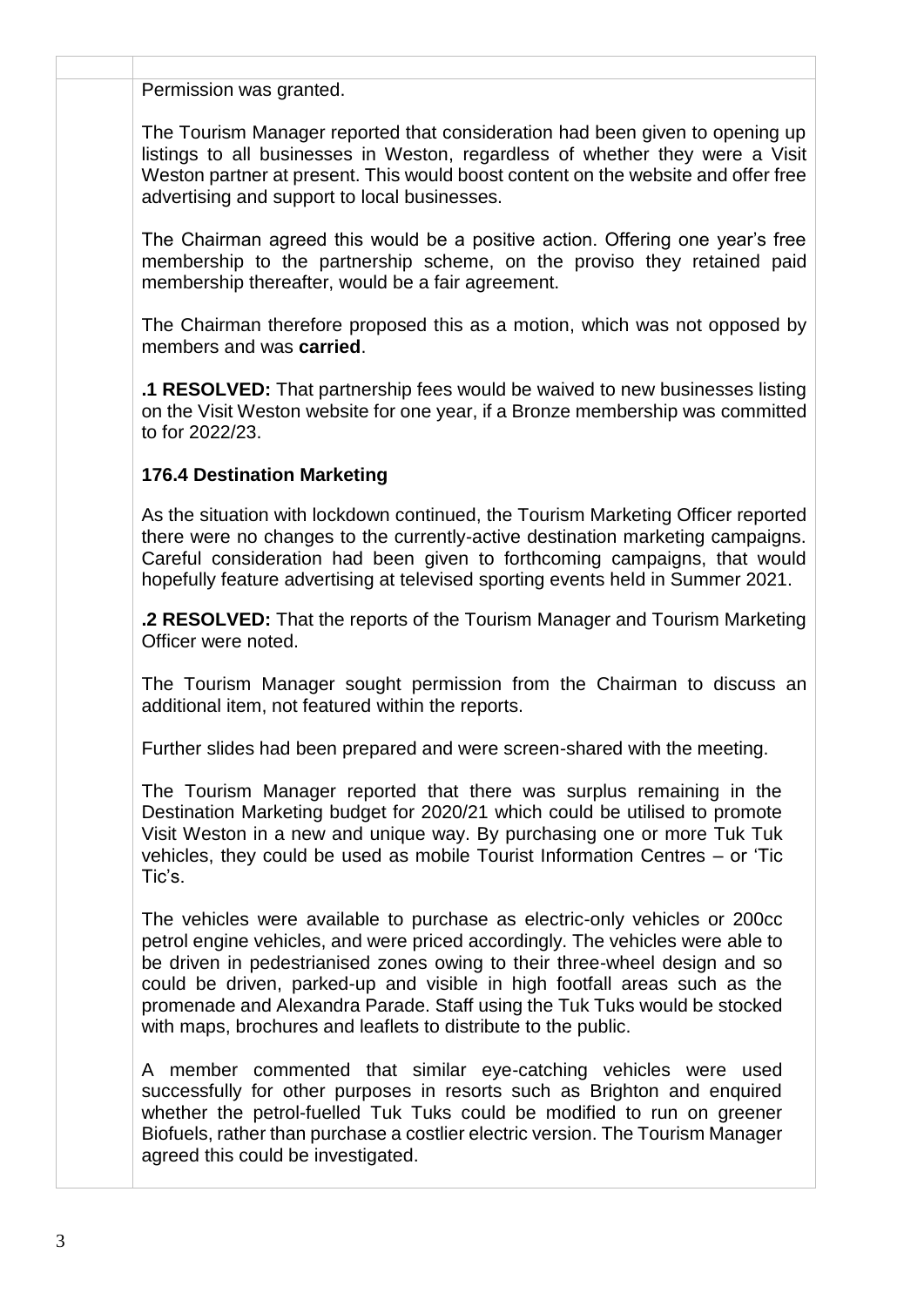Permission was granted.

The Tourism Manager reported that consideration had been given to opening up listings to all businesses in Weston, regardless of whether they were a Visit Weston partner at present. This would boost content on the website and offer free advertising and support to local businesses.

The Chairman agreed this would be a positive action. Offering one year's free membership to the partnership scheme, on the proviso they retained paid membership thereafter, would be a fair agreement.

The Chairman therefore proposed this as a motion, which was not opposed by members and was **carried**.

**.1 RESOLVED:** That partnership fees would be waived to new businesses listing on the Visit Weston website for one year, if a Bronze membership was committed to for 2022/23.

### 176.4 Destination Marketing

As the situation with lockdown continued, the Tourism Marketing Officer reported there were no changes to the currently-active destination marketing campaigns. Careful consideration had been given to forthcoming campaigns, that would hopefully feature advertising at televised sporting events held in Summer 2021.

**.2 RESOLVED:** That the reports of the Tourism Manager and Tourism Marketing Officer were noted.

The Tourism Manager sought permission from the Chairman to discuss an additional item, not featured within the reports.

Further slides had been prepared and were screen-shared with the meeting.

The Tourism Manager reported that there was surplus remaining in the Destination Marketing budget for 2020/21 which could be utilised to promote Visit Weston in a new and unique way. By purchasing one or more Tuk Tuk vehicles, they could be used as mobile Tourist Information Centres – or 'Tic Tic's.

The vehicles were available to purchase as electric-only vehicles or 200cc petrol engine vehicles, and were priced accordingly. The vehicles were able to be driven in pedestrianised zones owing to their three-wheel design and so could be driven, parked-up and visible in high footfall areas such as the promenade and Alexandra Parade. Staff using the Tuk Tuks would be stocked with maps, brochures and leaflets to distribute to the public.

A member commented that similar eye-catching vehicles were used successfully for other purposes in resorts such as Brighton and enquired whether the petrol-fuelled Tuk Tuks could be modified to run on greener Biofuels, rather than purchase a costlier electric version. The Tourism Manager agreed this could be investigated.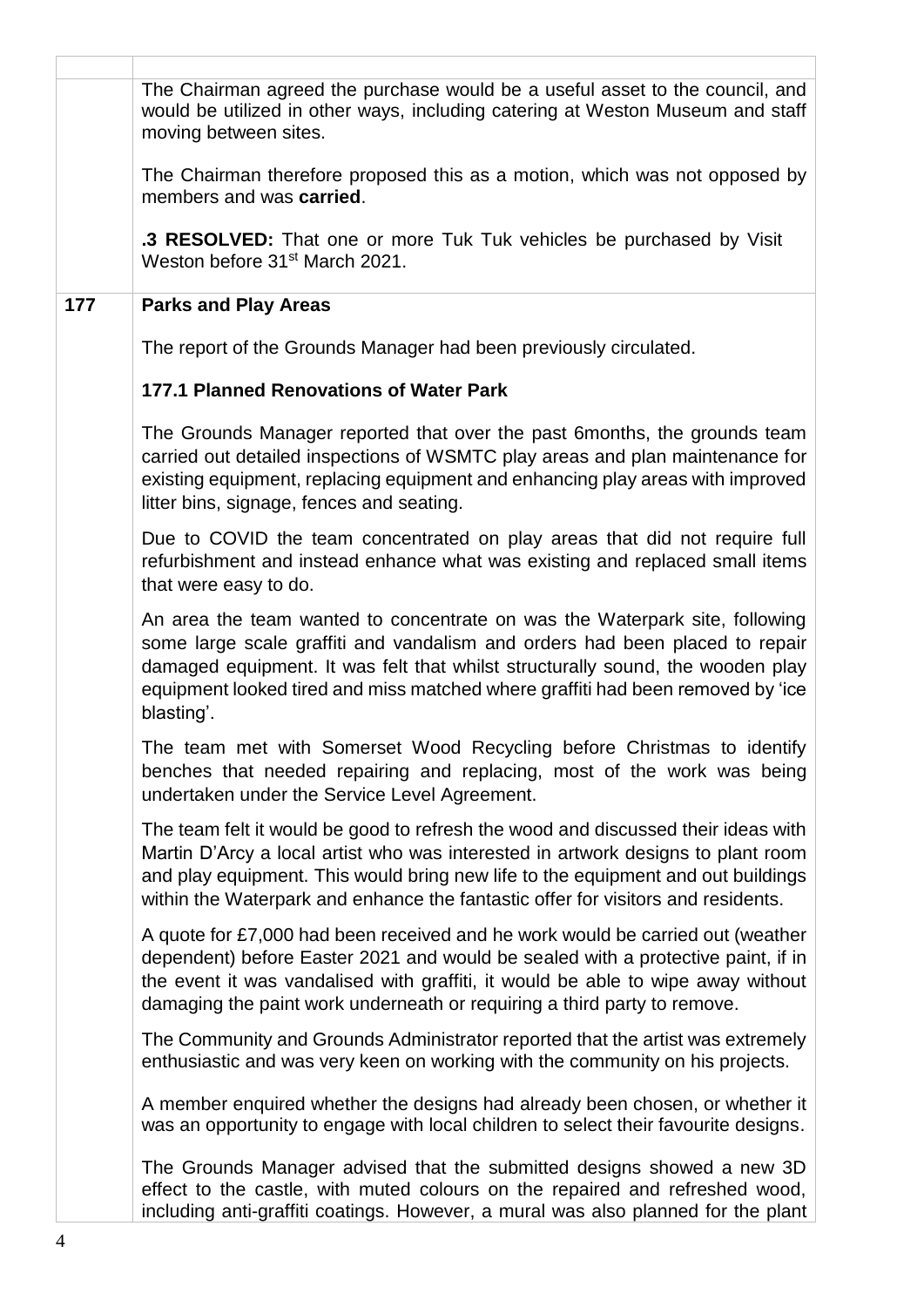The Chairman agreed the purchase would be a useful asset to the council, and would be utilized in other ways, including catering at Weston Museum and staff moving between sites.

The Chairman therefore proposed this as a motion, which was not opposed by members and was **carried**.

**.3 RESOLVED:** That one or more Tuk Tuk vehicles be purchased by Visit Weston before 31st March 2021.

## 177 Parks and Play Areas

The report of the Grounds Manager had been previously circulated.

### 177.1 Planned Renovations of Water Park

The Grounds Manager reported that over the past 6months, the grounds team carried out detailed inspections of WSMTC play areas and plan maintenance for existing equipment, replacing equipment and enhancing play areas with improved litter bins, signage, fences and seating.

Due to COVID the team concentrated on play areas that did not require full refurbishment and instead enhance what was existing and replaced small items that were easy to do.

An area the team wanted to concentrate on was the Waterpark site, following some large scale graffiti and vandalism and orders had been placed to repair damaged equipment. It was felt that whilst structurally sound, the wooden play equipment looked tired and miss matched where graffiti had been removed by 'ice blasting'.

The team met with Somerset Wood Recycling before Christmas to identify benches that needed repairing and replacing, most of the work was being undertaken under the Service Level Agreement.

The team felt it would be good to refresh the wood and discussed their ideas with Martin D'Arcy a local artist who was interested in artwork designs to plant room and play equipment. This would bring new life to the equipment and out buildings within the Waterpark and enhance the fantastic offer for visitors and residents.

A quote for £7,000 had been received and he work would be carried out (weather dependent) before Easter 2021 and would be sealed with a protective paint, if in the event it was vandalised with graffiti, it would be able to wipe away without damaging the paint work underneath or requiring a third party to remove.

The Community and Grounds Administrator reported that the artist was extremely enthusiastic and was very keen on working with the community on his projects.

A member enquired whether the designs had already been chosen, or whether it was an opportunity to engage with local children to select their favourite designs.

The Grounds Manager advised that the submitted designs showed a new 3D effect to the castle, with muted colours on the repaired and refreshed wood, including anti-graffiti coatings. However, a mural was also planned for the plant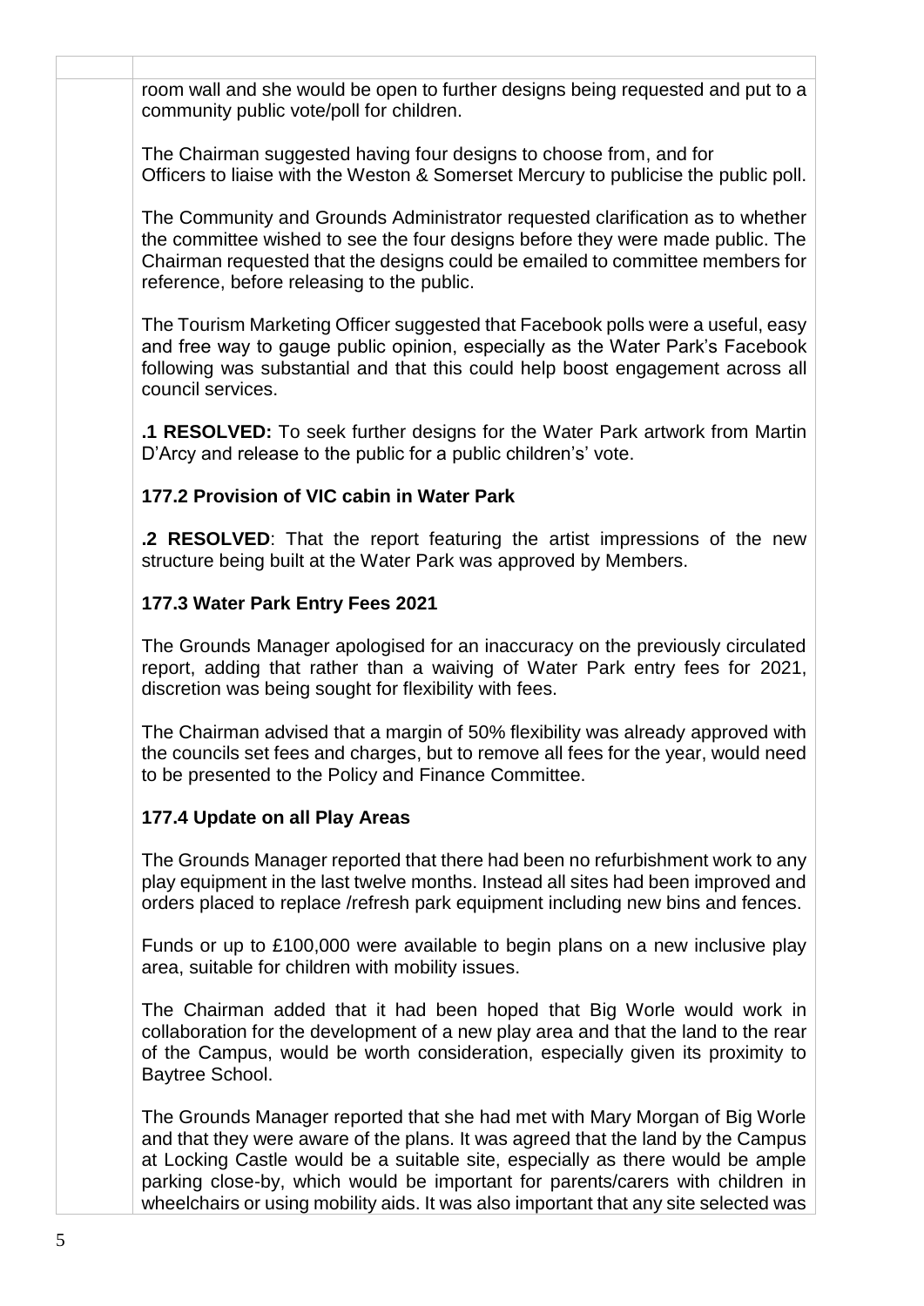room wall and she would be open to further designs being requested and put to a community public vote/poll for children.

The Chairman suggested having four designs to choose from, and for Officers to liaise with the Weston & Somerset Mercury to publicise the public poll.

The Community and Grounds Administrator requested clarification as to whether the committee wished to see the four designs before they were made public. The Chairman requested that the designs could be emailed to committee members for reference, before releasing to the public.

The Tourism Marketing Officer suggested that Facebook polls were a useful, easy and free way to gauge public opinion, especially as the Water Park's Facebook following was substantial and that this could help boost engagement across all council services.

**.1 RESOLVED:** To seek further designs for the Water Park artwork from Martin D'Arcy and release to the public for a public children's' vote.

### 177.2 Provision of VIC cabin in Water Park

**.2 RESOLVED**: That the report featuring the artist impressions of the new structure being built at the Water Park was approved by Members.

### 177.3 Water Park Entry Fees 2021

The Grounds Manager apologised for an inaccuracy on the previously circulated report, adding that rather than a waiving of Water Park entry fees for 2021, discretion was being sought for flexibility with fees.

The Chairman advised that a margin of 50% flexibility was already approved with the councils set fees and charges, but to remove all fees for the year, would need to be presented to the Policy and Finance Committee.

### 177.4 Update on all Play Areas

The Grounds Manager reported that there had been no refurbishment work to any play equipment in the last twelve months. Instead all sites had been improved and orders placed to replace /refresh park equipment including new bins and fences.

Funds or up to £100,000 were available to begin plans on a new inclusive play area, suitable for children with mobility issues.

The Chairman added that it had been hoped that Big Worle would work in collaboration for the development of a new play area and that the land to the rear of the Campus, would be worth consideration, especially given its proximity to Baytree School.

The Grounds Manager reported that she had met with Mary Morgan of Big Worle and that they were aware of the plans. It was agreed that the land by the Campus at Locking Castle would be a suitable site, especially as there would be ample parking close-by, which would be important for parents/carers with children in wheelchairs or using mobility aids. It was also important that any site selected was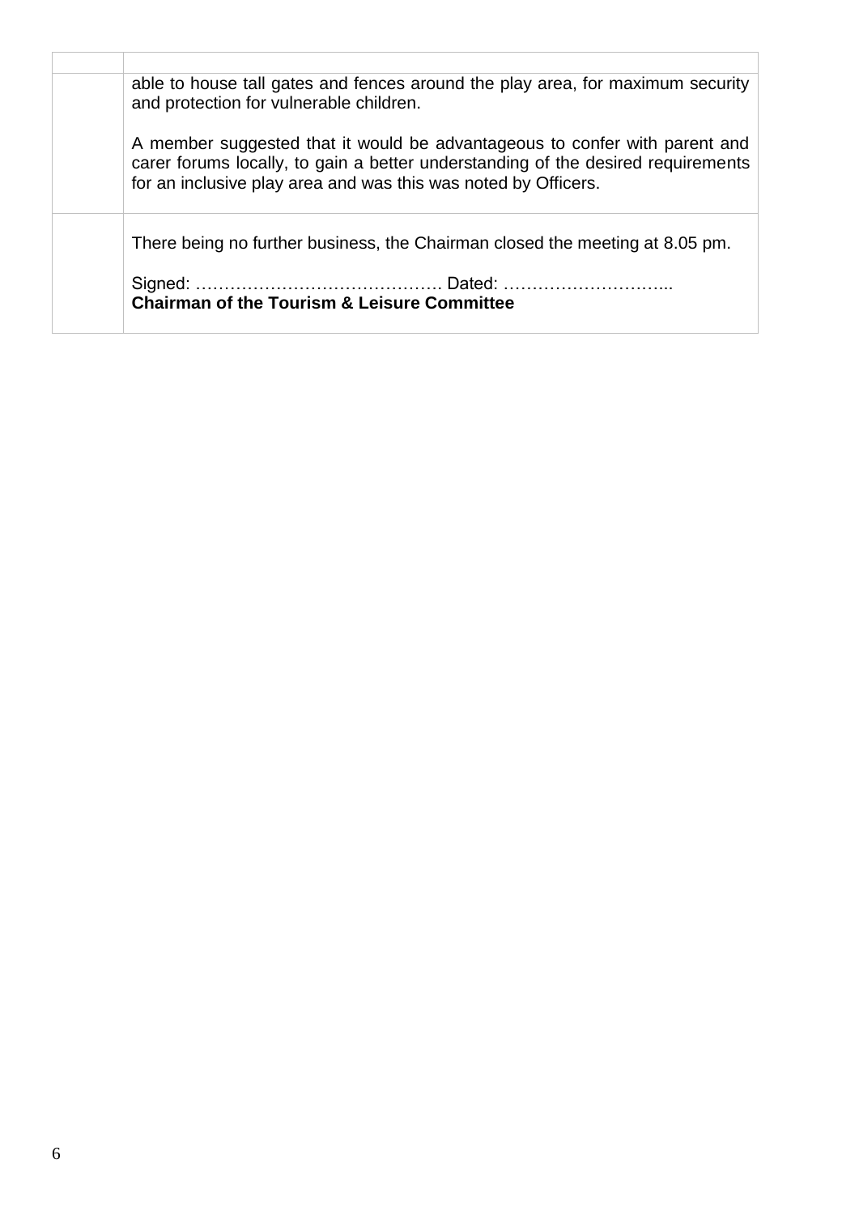| | |
|---|---|
| | able to house tall gates and fences around the play area, for maximum security and protection for vulnerable children.<br><br>A member suggested that it would be advantageous to confer with parent and carer forums locally, to gain a better understanding of the desired requirements for an inclusive play area and was this was noted by Officers. |
| | There being no further business, the Chairman closed the meeting at 8.05 pm.<br><br>Signed: …………………………………… Dated: ………………………...<br>**Chairman of the Tourism & Leisure Committee** |